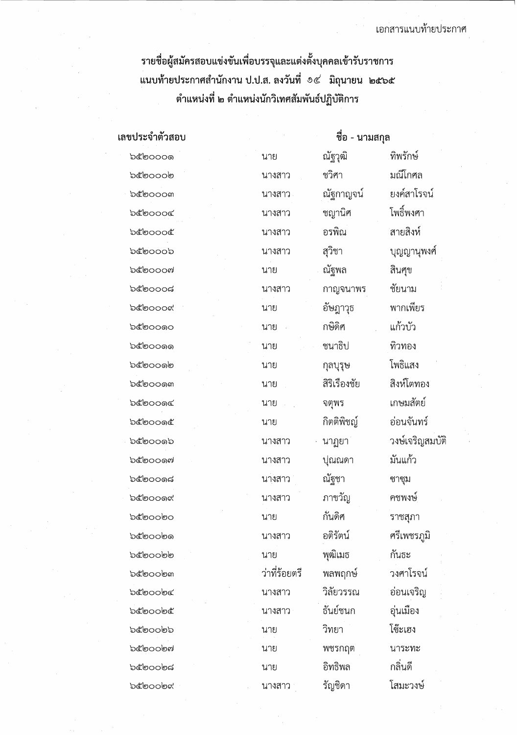เอกสารแนบท้ายประกาศ

## รายชื่อผู้สมัครสอบแข่งขันเพื่อบรรจุและแต่งตั้งบุคคลเข้ารับราชการ แนบท้ายประกาศสำนักงาน ป.ป.ส. ลงวันที่ ๑๔ มิถุนายน ๒๕๖๕ ตำแหน่งที่ ๒ ตำแหน่งนักวิเทศสัมพันธ์ปฏิบัติการ

| เลขประจำตัวสอบ | ชื่อ - นามสกุล | | |
|---|---|---|---|
| ๖๕๒๐๐๐๑ | นาย | ณัฐวุฒิ | ทิพรักษ์ |
| ๖๕๒๐๐๐๒ | นางสาว | ชวิศา | มณีโกศล |
| ๖๕๒๐๐๐๓ | นางสาว | ณัฐกาญจน์ | ยงค์สาโรจน์ |
| ๖๕๒๐๐๐๔ | นางสาว | ชญานิศ | โพธิ์พงศา |
| ๖๕๒๐๐๐๕ | นางสาว | อรพิณ | สายสิงห์ |
| ๖๕๒๐๐๐๖ | นางสาว | สุวิชา | บุญญานุพงศ์ |
| ๖๕๒๐๐๐๗ | นาย | ณัฐพล | สินศุข |
| ๖๕๒๐๐๐๘ | นางสาว | กาญจนาพร | ชัยนาม |
| ๖๕๒๐๐๐๙ | นาย | อัษฎาวุธ | พากเพียร |
| ๖๕๒๐๐๑๐ | นาย | กษิดิศ | แก้วบัว |
| ๖๕๒๐๐๑๑ | นาย | ชนาธิป | ทิวทอง |
| ๖๕๒๐๐๑๒ | นาย | กุลบุรุษ | โพธิแสง |
| ๖๕๒๐๐๑๓ | นาย | สิริเรืองชัย | สิงห์โตทอง |
| ๖๕๒๐๐๑๔ | นาย | จตุพร | เกษมสัตย์ |
| ๖๕๒๐๐๑๕ | นาย | กิตติพิชญ์ | อ่อนจันทร์ |
| ๖๕๒๐๐๑๖ | นางสาว | นาฏยา | วงษ์เจริญสมบัติ |
| ๖๕๒๐๐๑๗ | นางสาว | ปุณณดา | มันแก้ว |
| ๖๕๒๐๐๑๘ | นางสาว | ณัฐชา | ซาชุม |
| ๖๕๒๐๐๑๙ | นางสาว | ภาขวัญ | คชพงษ์ |
| ๖๕๒๐๐๒๐ | นาย | กันดิศ | ราชสุภา |
| ๖๕๒๐๐๒๑ | นางสาว | อติรัตน์ | ศรีเพชรภูมิ |
| ๖๕๒๐๐๒๒ | นาย | พุฒิเมธ | กันธะ |
| ๖๕๒๐๐๒๓ | ว่าที่ร้อยตรี | พลพฤกษ์ | วงศาโรจน์ |
| ๖๕๒๐๐๒๔ | นางสาว | วิลัยวรรณ | อ่อนเจริญ |
| ๖๕๒๐๐๒๕ | นางสาว | ธันย์ชนก | อุ่นเมือง |
| ๖๕๒๐๐๒๖ | นาย | วิทยา | โซ๊ะเฮง |
| ๖๕๒๐๐๒๗ | นาย | พชรกฤต | นาระทะ |
| ๖๕๒๐๐๒๘ | นาย | อิทธิพล | กลิ่นดี |
| ๖๕๒๐๐๒๙ | นางสาว | รัญชิดา | โสมะวงษ์ |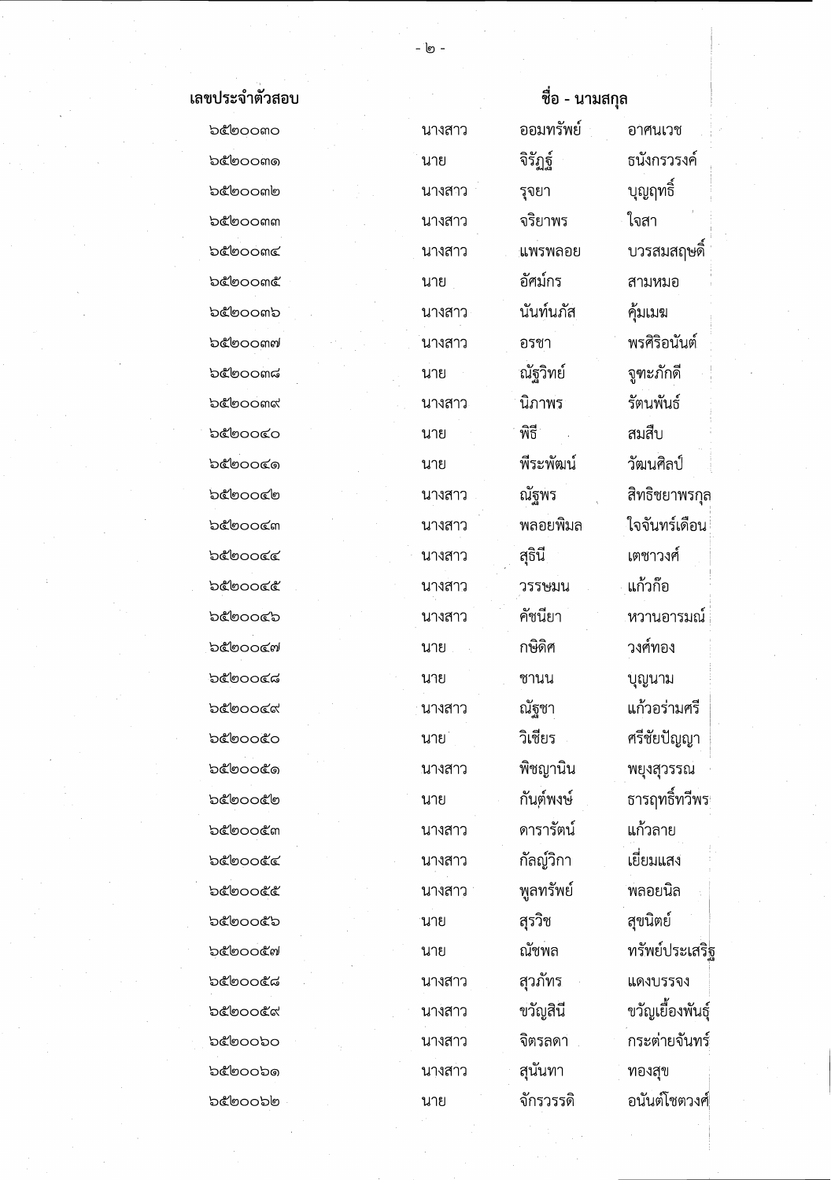| เลขประจำตัวสอบ | ชื่อ - นามสกุล | | |
|---|---|---|---|
| ๖๕๒๐๐๓๐ | นางสาว | ออมทรัพย์ | อาศนเวช |
| ๖๕๒๐๐๓๑ | นาย | จิรัฏฐ์ | ธนังกรวรงค์ |
| ๖๕๒๐๐๓๒ | นางสาว | รุจยา | บุญฤทธิ์ |
| ๖๕๒๐๐๓๓ | นางสาว | จริยาพร | ใจสา |
| ๖๕๒๐๐๓๔ | นางสาว | แพรพลอย | บวรสมสฤษดิ์ |
| ๖๕๒๐๐๓๕ | นาย | อัศม์กร | สามหมอ |
| ๖๕๒๐๐๓๖ | นางสาว | นันท์นภัส | คุ้มเมฆ |
| ๖๕๒๐๐๓๗ | นางสาว | อรชา | พรศิริอนันต์ |
| ๖๕๒๐๐๓๘ | นาย | ณัฐวิทย์ | จูฑะภักดี |
| ๖๕๒๐๐๓๙ | นางสาว | นิภาพร | รัตนพันธ์ |
| ๖๕๒๐๐๔๐ | นาย | พิธี | สมสืบ |
| ๖๕๒๐๐๔๑ | นาย | พีระพัฒน์ | วัฒนศิลป์ |
| ๖๕๒๐๐๔๒ | นางสาว | ณัฐพร | สิทธิชยาพรกุล |
| ๖๕๒๐๐๔๓ | นางสาว | พลอยพิมล | ใจจันทร์เดือน |
| ๖๕๒๐๐๔๔ | นางสาว | สุธินี | เตชาวงศ์ |
| ๖๕๒๐๐๔๕ | นางสาว | วรรษมน | แก้วก๊อ |
| ๖๕๒๐๐๔๖ | นางสาว | คัชนียา | หวานอารมณ์ |
| ๖๕๒๐๐๔๗ | นาย | กษิดิศ | วงศ์ทอง |
| ๖๕๒๐๐๔๘ | นาย | ชานน | บุญนาม |
| ๖๕๒๐๐๔๙ | นางสาว | ณัฐชา | แก้วอร่ามศรี |
| ๖๕๒๐๐๕๐ | นาย | วิเชียร | ศรีชัยปัญญา |
| ๖๕๒๐๐๕๑ | นางสาว | พิชญานิน | พยุงสุวรรณ |
| ๖๕๒๐๐๕๒ | นาย | กันต์พงษ์ | ธารฤทธิ์ทวีพร |
| ๖๕๒๐๐๕๓ | นางสาว | ดารารัตน์ | แก้วลาย |
| ๖๕๒๐๐๕๔ | นางสาว | กัลญ์วิกา | เยี่ยมแสง |
| ๖๕๒๐๐๕๕ | นางสาว | พูลทรัพย์ | พลอยนิล |
| ๖๕๒๐๐๕๖ | นาย | สุรวิช | สุขนิตย์ |
| ๖๕๒๐๐๕๗ | นาย | ณัชพล | ทรัพย์ประเสริฐ |
| ๖๕๒๐๐๕๘ | นางสาว | สุวภัทร | แดงบรรจง |
| ๖๕๒๐๐๕๙ | นางสาว | ขวัญสินี | ขวัญเยื้องพันธุ์ |
| ๖๕๒๐๐๖๐ | นางสาว | จิตรลดา | กระต่ายจันทร์ |
| ๖๕๒๐๐๖๑ | นางสาว | สุนันทา | ทองสุข |
| ๖๕๒๐๐๖๒ | นาย | จักรวรรดิ | อนันต์โชตวงศ์ |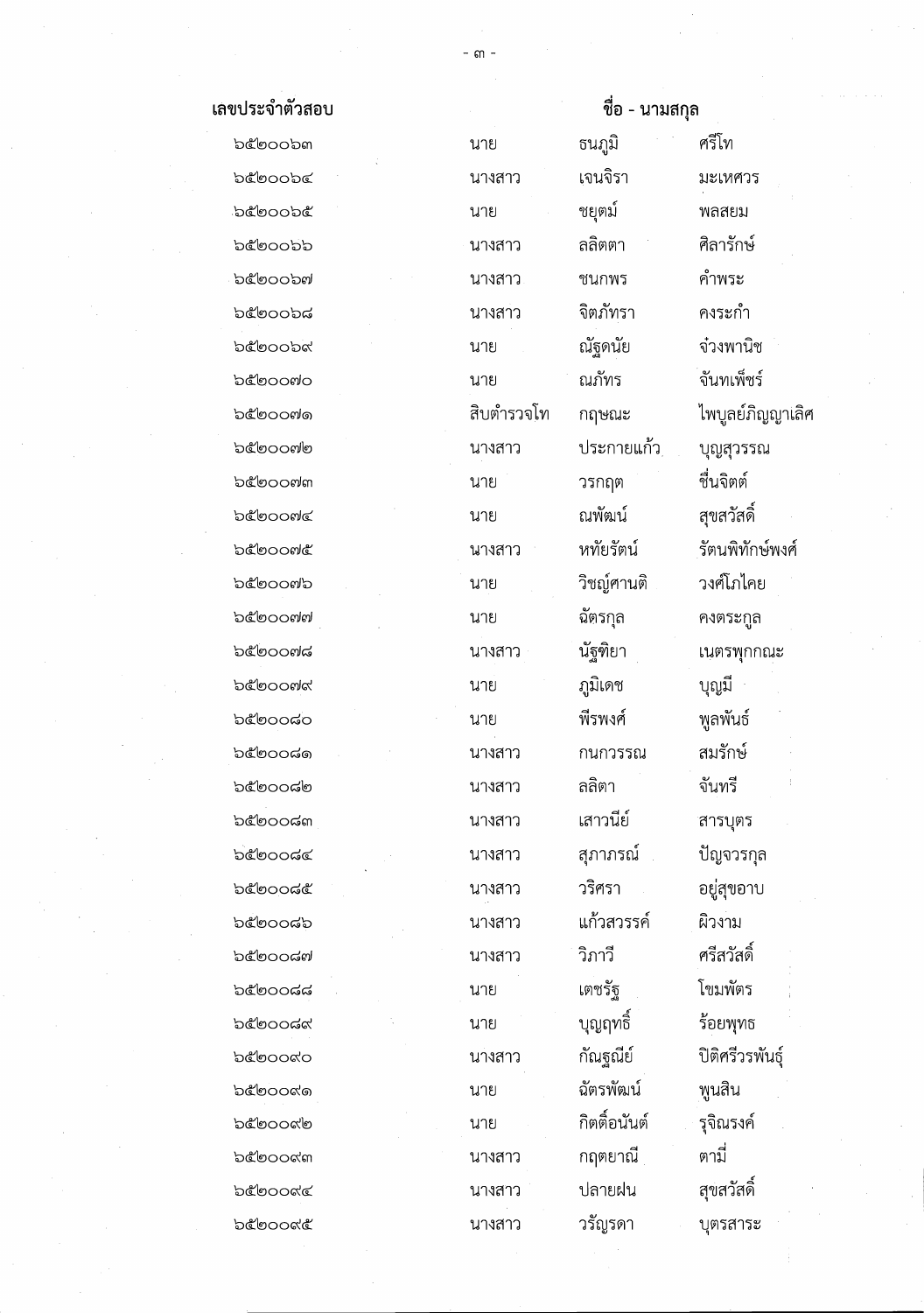| เลขประจำตัวสอบ | ชื่อ - นามสกุล | | |
|---|---|---|---|
| ๖๕๒๐๐๖๓ | นาย | ธนภูมิ | ศรีโท |
| ๖๕๒๐๐๖๔ | นางสาว | เจนจิรา | มะเหศวร |
| ๖๕๒๐๐๖๕ | นาย | ชยุตม์ | พลสยม |
| ๖๕๒๐๐๖๖ | นางสาว | ลลิตตา | ศิลารักษ์ |
| ๖๕๒๐๐๖๗ | นางสาว | ชนกพร | คำพระ |
| ๖๕๒๐๐๖๘ | นางสาว | จิตภัทรา | คงระกำ |
| ๖๕๒๐๐๖๙ | นาย | ณัฐดนัย | จ่วงพานิช |
| ๖๕๒๐๐๗๐ | นาย | ณภัทร | จันทเพ็ชร์ |
| ๖๕๒๐๐๗๑ | สิบตำรวจโท | กฤษณะ | ไพบูลย์ภิญญาเลิศ |
| ๖๕๒๐๐๗๒ | นางสาว | ประกายแก้ว | บุญสุวรรณ |
| ๖๕๒๐๐๗๓ | นาย | วรกฤต | ชื่นจิตต์ |
| ๖๕๒๐๐๗๔ | นาย | ณพัฒน์ | สุขสวัสดิ์ |
| ๖๕๒๐๐๗๕ | นางสาว | หทัยรัตน์ | รัตนพิทักษ์พงศ์ |
| ๖๕๒๐๐๗๖ | นาย | วิชญ์ศานติ | วงศ์โภไคย |
| ๖๕๒๐๐๗๗ | นาย | ฉัตรกุล | คงตระกูล |
| ๖๕๒๐๐๗๘ | นางสาว | นัฐฑิยา | เนตรพุกกณะ |
| ๖๕๒๐๐๗๙ | นาย | ภูมิเดช | บุญมี |
| ๖๕๒๐๐๘๐ | นาย | พีรพงศ์ | พูลพันธ์ |
| ๖๕๒๐๐๘๑ | นางสาว | กนกวรรณ | สมรักษ์ |
| ๖๕๒๐๐๘๒ | นางสาว | ลลิตา | จันทรี |
| ๖๕๒๐๐๘๓ | นางสาว | เสาวนีย์ | สารบุตร |
| ๖๕๒๐๐๘๔ | นางสาว | สุภาภรณ์ | ปัญจวรกุล |
| ๖๕๒๐๐๘๕ | นางสาว | วริศรา | อยู่สุขอาบ |
| ๖๕๒๐๐๘๖ | นางสาว | แก้วสวรรค์ | ผิวงาม |
| ๖๕๒๐๐๘๗ | นางสาว | วิภาวี | ศรีสวัสดิ์ |
| ๖๕๒๐๐๘๘ | นาย | เตชรัฐ | โขมพัตร |
| ๖๕๒๐๐๘๙ | นาย | บุญฤทธิ์ | ร้อยพุทธ |
| ๖๕๒๐๐๙๐ | นางสาว | กัณฐณีย์ | ปิติศรีวรพันธุ์ |
| ๖๕๒๐๐๙๑ | นาย | ฉัตรพัฒน์ | พูนสิน |
| ๖๕๒๐๐๙๒ | นาย | กิตติ์อนันต์ | รุจิณรงค์ |
| ๖๕๒๐๐๙๓ | นางสาว | กฤตยาณี | ตามี่ |
| ๖๕๒๐๐๙๔ | นางสาว | ปลายฝน | สุขสวัสดิ์ |
| ๖๕๒๐๐๙๕ | นางสาว | วรัญรดา | บุตรสาระ |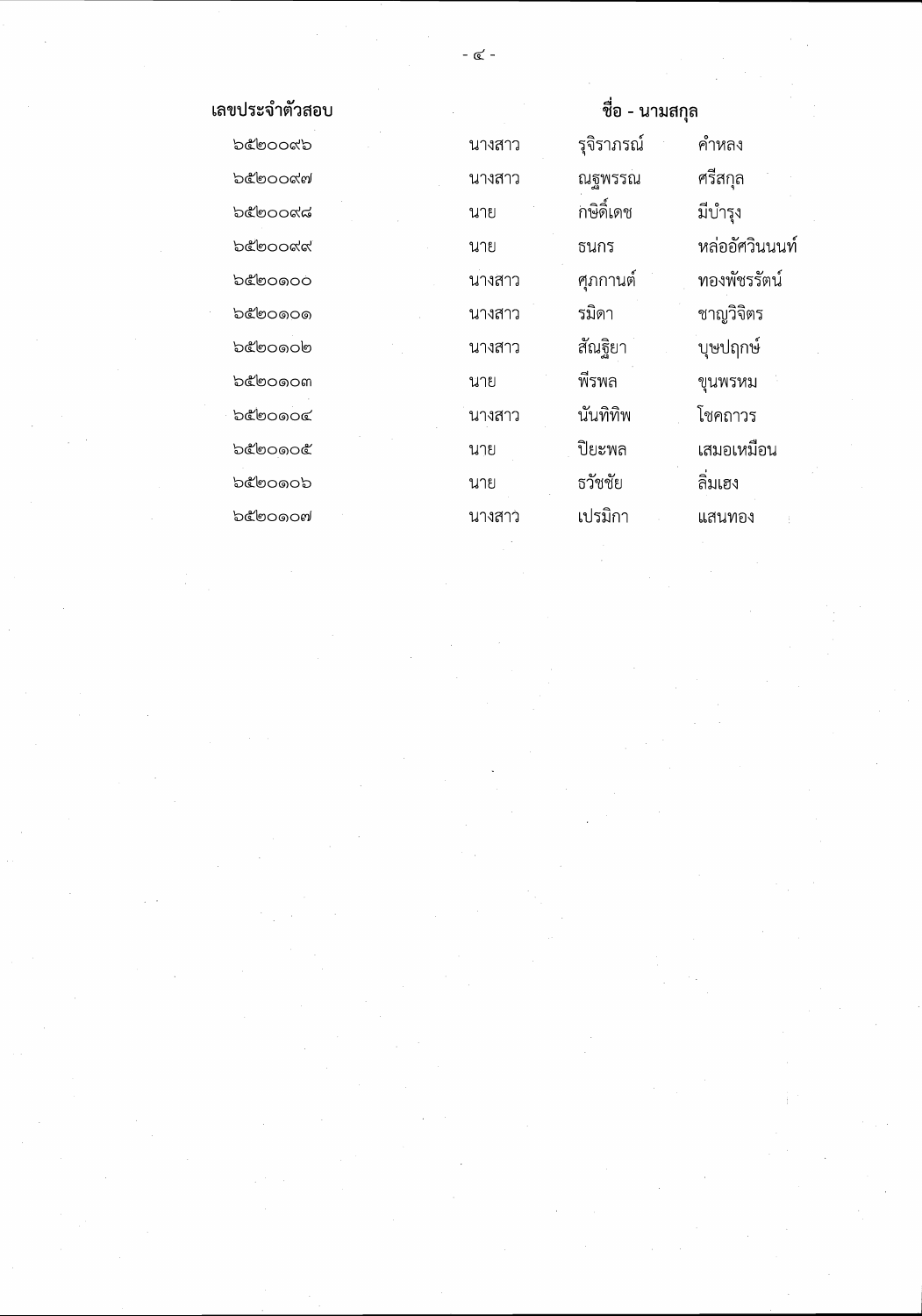| เลขประจำตัวสอบ | ชื่อ - นามสกุล | | |
|---|---|---|---|
| ๖๕๒๐๐๙๖ | นางสาว | รุจิราภรณ์ | คำหลง |
| ๖๕๒๐๐๙๗ | นางสาว | ณฐพรรณ | ศรีสกุล |
| ๖๕๒๐๐๙๘ | นาย | กษิดิ์เดช | มีบำรุง |
| ๖๕๒๐๐๙๙ | นาย | ธนกร | หล่ออัศวินนนท์ |
| ๖๕๒๐๑๐๐ | นางสาว | ศุภกานต์ | ทองพัชรรัตน์ |
| ๖๕๒๐๑๐๑ | นางสาว | รมิดา | ชาญวิจิตร |
| ๖๕๒๐๑๐๒ | นางสาว | สัณฐิยา | บุษปฤกษ์ |
| ๖๕๒๐๑๐๓ | นาย | พีรพล | ขุนพรหม |
| ๖๕๒๐๑๐๔ | นางสาว | นันทิทิพ | โชคถาวร |
| ๖๕๒๐๑๐๕ | นาย | ปิยะพล | เสมอเหมือน |
| ๖๕๒๐๑๐๖ | นาย | ธวัชชัย | ลิ่มเฮง |
| ๖๕๒๐๑๐๗ | นางสาว | เปรมิกา | แสนทอง |